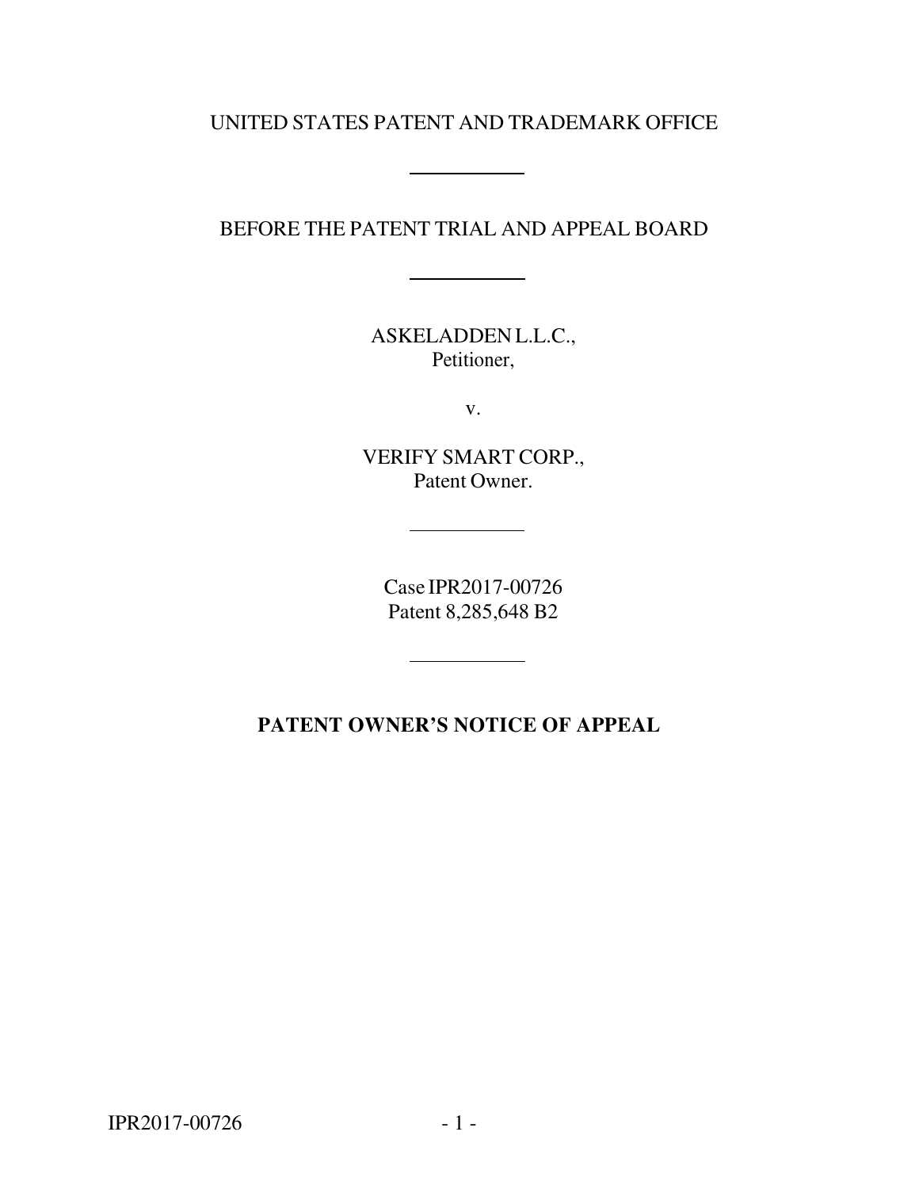UNITED STATES PATENT AND TRADEMARK OFFICE

---

BEFORE THE PATENT TRIAL AND APPEAL BOARD

---

ASKELADDEN L.L.C.,
Petitioner,

v.

VERIFY SMART CORP.,
Patent Owner.

---

Case IPR2017-00726
Patent 8,285,648 B2

---

**PATENT OWNER'S NOTICE OF APPEAL**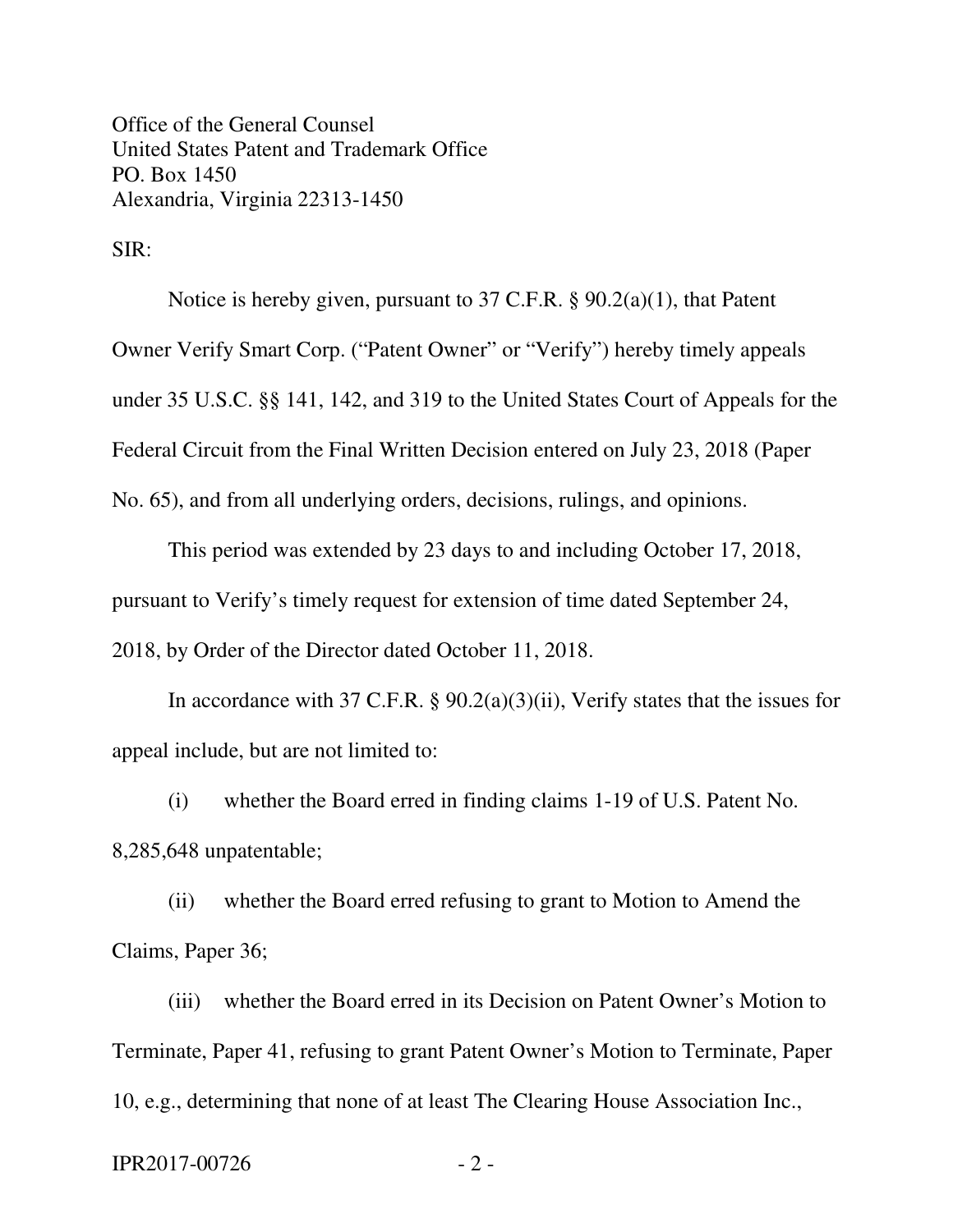Office of the General Counsel
United States Patent and Trademark Office
PO. Box 1450
Alexandria, Virginia 22313-1450

SIR:

Notice is hereby given, pursuant to 37 C.F.R. § 90.2(a)(1), that Patent Owner Verify Smart Corp. ("Patent Owner" or "Verify") hereby timely appeals under 35 U.S.C. §§ 141, 142, and 319 to the United States Court of Appeals for the Federal Circuit from the Final Written Decision entered on July 23, 2018 (Paper No. 65), and from all underlying orders, decisions, rulings, and opinions.

This period was extended by 23 days to and including October 17, 2018, pursuant to Verify's timely request for extension of time dated September 24, 2018, by Order of the Director dated October 11, 2018.

In accordance with 37 C.F.R. § 90.2(a)(3)(ii), Verify states that the issues for appeal include, but are not limited to:

(i) whether the Board erred in finding claims 1-19 of U.S. Patent No. 8,285,648 unpatentable;

(ii) whether the Board erred refusing to grant to Motion to Amend the Claims, Paper 36;

(iii) whether the Board erred in its Decision on Patent Owner's Motion to Terminate, Paper 41, refusing to grant Patent Owner's Motion to Terminate, Paper 10, e.g., determining that none of at least The Clearing House Association Inc.,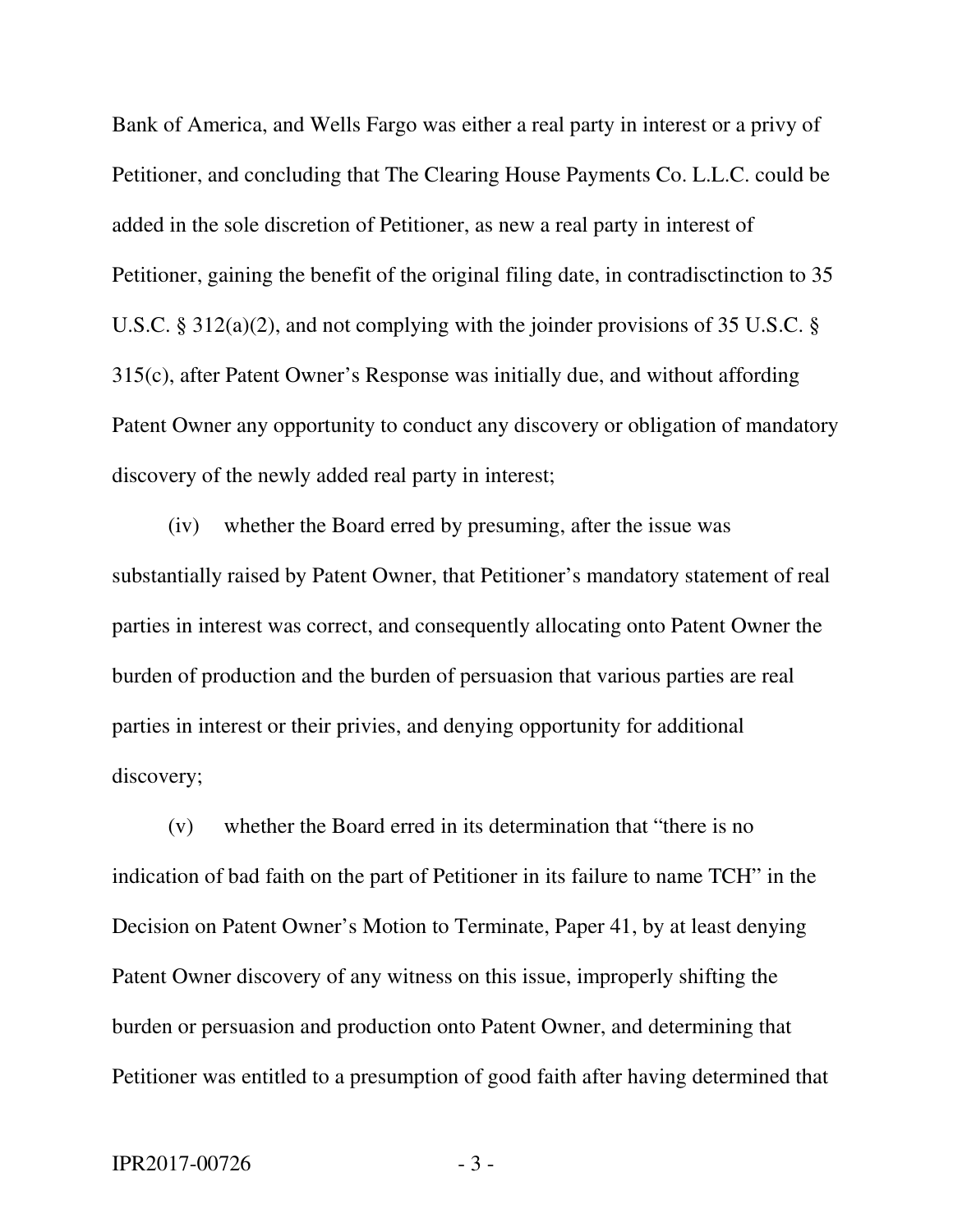Bank of America, and Wells Fargo was either a real party in interest or a privy of Petitioner, and concluding that The Clearing House Payments Co. L.L.C. could be added in the sole discretion of Petitioner, as new a real party in interest of Petitioner, gaining the benefit of the original filing date, in contradisctinction to 35 U.S.C. § 312(a)(2), and not complying with the joinder provisions of 35 U.S.C. § 315(c), after Patent Owner's Response was initially due, and without affording Patent Owner any opportunity to conduct any discovery or obligation of mandatory discovery of the newly added real party in interest;

(iv) whether the Board erred by presuming, after the issue was substantially raised by Patent Owner, that Petitioner's mandatory statement of real parties in interest was correct, and consequently allocating onto Patent Owner the burden of production and the burden of persuasion that various parties are real parties in interest or their privies, and denying opportunity for additional discovery;

(v) whether the Board erred in its determination that "there is no indication of bad faith on the part of Petitioner in its failure to name TCH" in the Decision on Patent Owner's Motion to Terminate, Paper 41, by at least denying Patent Owner discovery of any witness on this issue, improperly shifting the burden or persuasion and production onto Patent Owner, and determining that Petitioner was entitled to a presumption of good faith after having determined that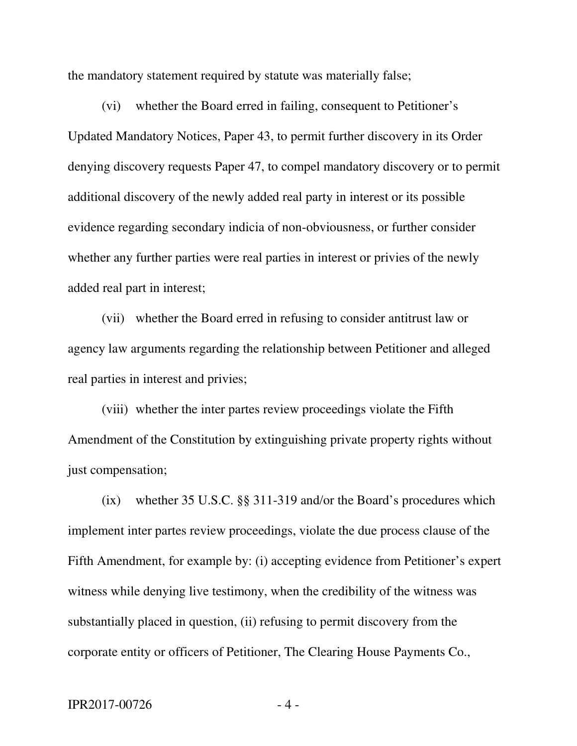the mandatory statement required by statute was materially false;

(vi) whether the Board erred in failing, consequent to Petitioner's Updated Mandatory Notices, Paper 43, to permit further discovery in its Order denying discovery requests Paper 47, to compel mandatory discovery or to permit additional discovery of the newly added real party in interest or its possible evidence regarding secondary indicia of non-obviousness, or further consider whether any further parties were real parties in interest or privies of the newly added real part in interest;

(vii) whether the Board erred in refusing to consider antitrust law or agency law arguments regarding the relationship between Petitioner and alleged real parties in interest and privies;

(viii) whether the inter partes review proceedings violate the Fifth Amendment of the Constitution by extinguishing private property rights without just compensation;

(ix) whether 35 U.S.C. §§ 311-319 and/or the Board's procedures which implement inter partes review proceedings, violate the due process clause of the Fifth Amendment, for example by: (i) accepting evidence from Petitioner's expert witness while denying live testimony, when the credibility of the witness was substantially placed in question, (ii) refusing to permit discovery from the corporate entity or officers of Petitioner, The Clearing House Payments Co.,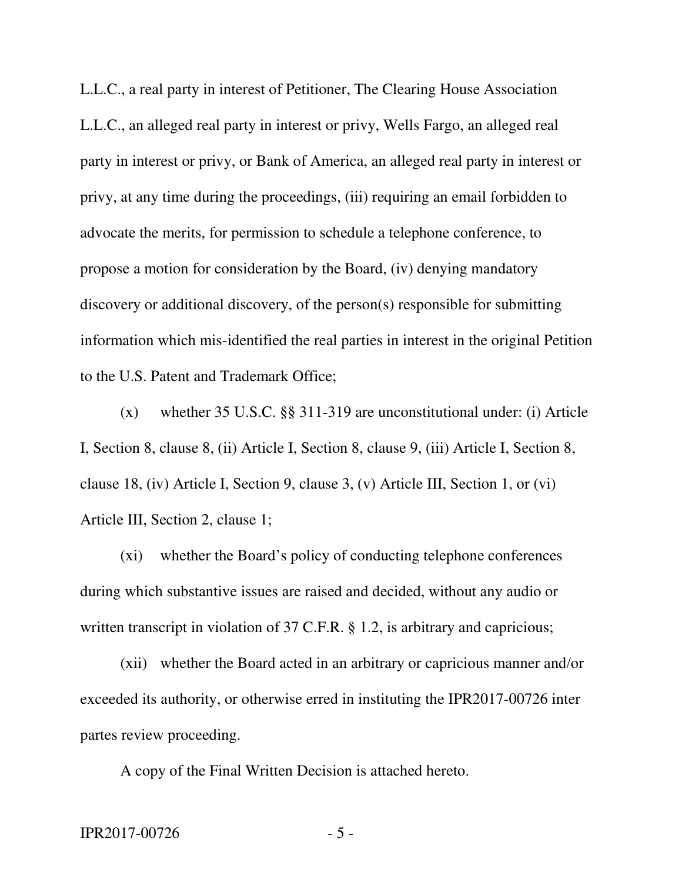L.L.C., a real party in interest of Petitioner, The Clearing House Association L.L.C., an alleged real party in interest or privy, Wells Fargo, an alleged real party in interest or privy, or Bank of America, an alleged real party in interest or privy, at any time during the proceedings, (iii) requiring an email forbidden to advocate the merits, for permission to schedule a telephone conference, to propose a motion for consideration by the Board, (iv) denying mandatory discovery or additional discovery, of the person(s) responsible for submitting information which mis-identified the real parties in interest in the original Petition to the U.S. Patent and Trademark Office;

(x) whether 35 U.S.C. §§ 311-319 are unconstitutional under: (i) Article I, Section 8, clause 8, (ii) Article I, Section 8, clause 9, (iii) Article I, Section 8, clause 18, (iv) Article I, Section 9, clause 3, (v) Article III, Section 1, or (vi) Article III, Section 2, clause 1;

(xi) whether the Board's policy of conducting telephone conferences during which substantive issues are raised and decided, without any audio or written transcript in violation of 37 C.F.R. § 1.2, is arbitrary and capricious;

(xii) whether the Board acted in an arbitrary or capricious manner and/or exceeded its authority, or otherwise erred in instituting the IPR2017-00726 inter partes review proceeding.

A copy of the Final Written Decision is attached hereto.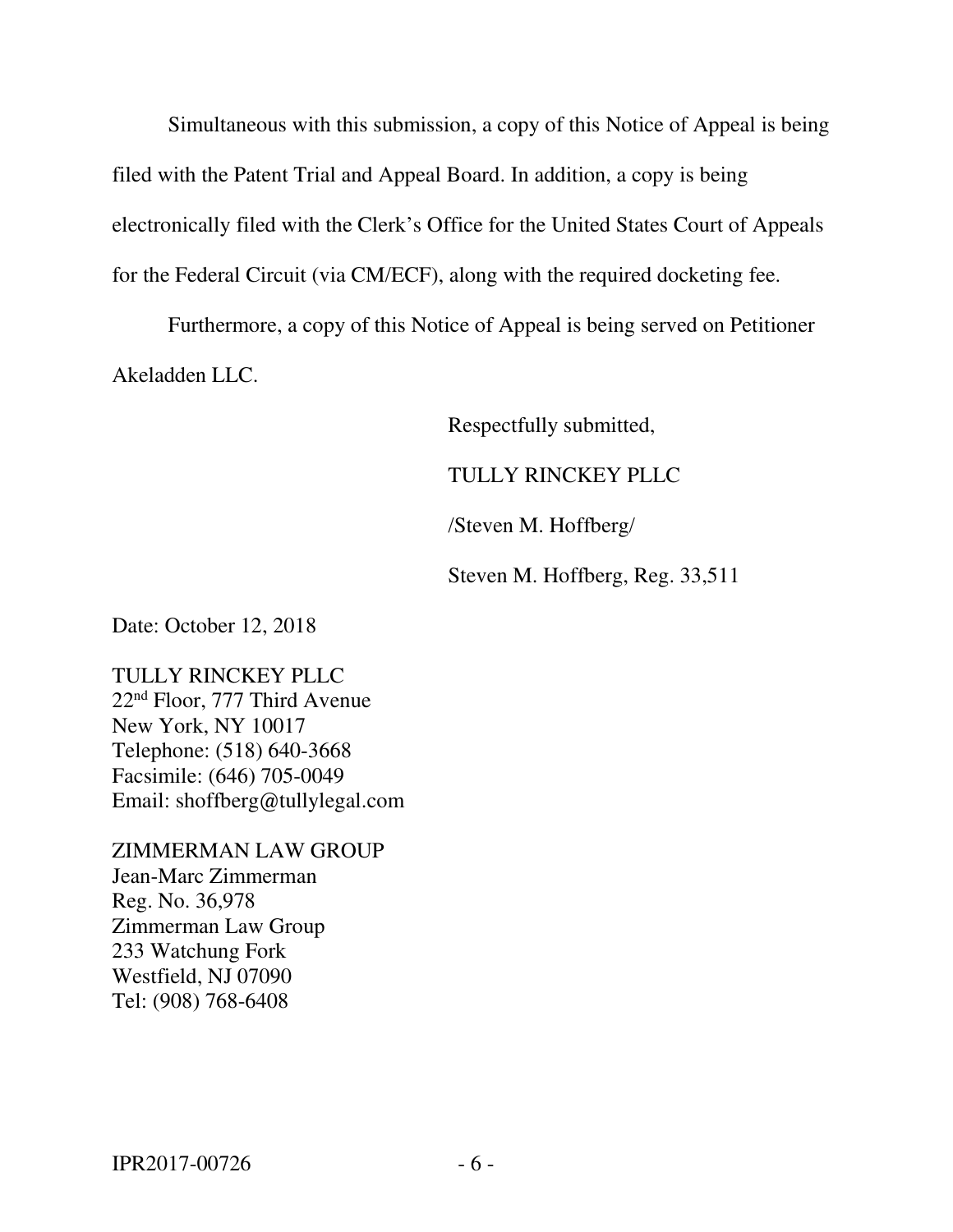Simultaneous with this submission, a copy of this Notice of Appeal is being filed with the Patent Trial and Appeal Board. In addition, a copy is being electronically filed with the Clerk's Office for the United States Court of Appeals for the Federal Circuit (via CM/ECF), along with the required docketing fee.

Furthermore, a copy of this Notice of Appeal is being served on Petitioner Akeladden LLC.

Respectfully submitted,

TULLY RINCKEY PLLC

/Steven M. Hoffberg/

Steven M. Hoffberg, Reg. 33,511

Date: October 12, 2018

TULLY RINCKEY PLLC
22nd Floor, 777 Third Avenue
New York, NY 10017
Telephone: (518) 640-3668
Facsimile: (646) 705-0049
Email: shoffberg@tullylegal.com

ZIMMERMAN LAW GROUP
Jean-Marc Zimmerman
Reg. No. 36,978
Zimmerman Law Group
233 Watchung Fork
Westfield, NJ 07090
Tel: (908) 768-6408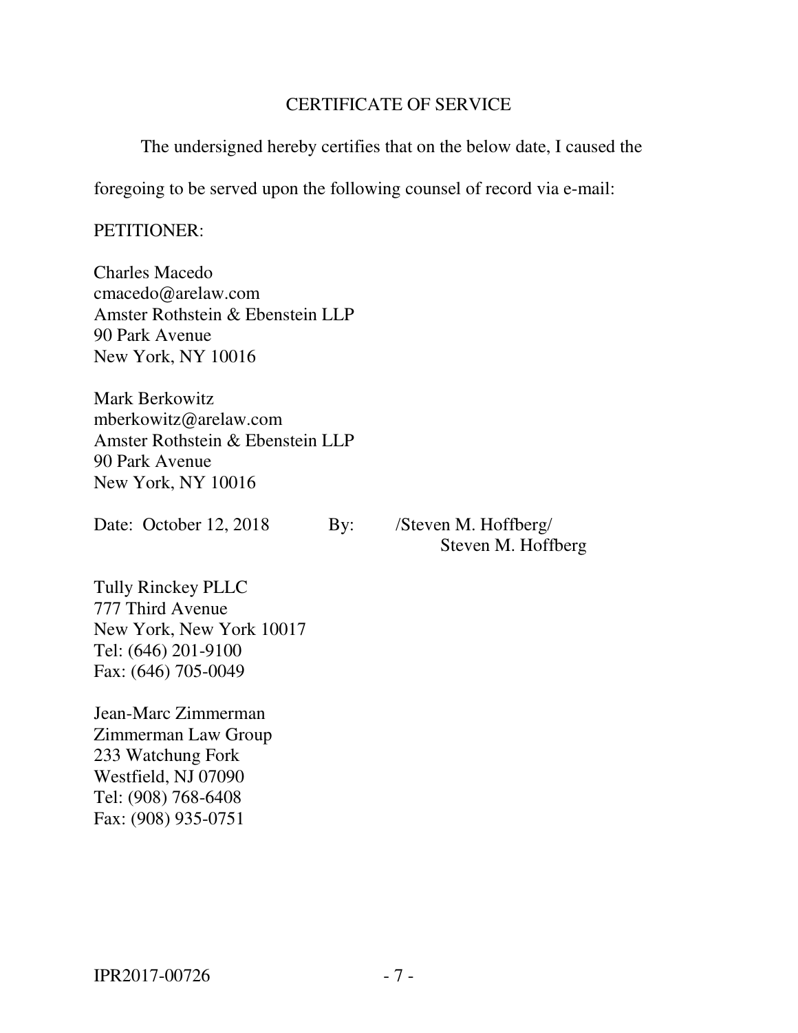## CERTIFICATE OF SERVICE

The undersigned hereby certifies that on the below date, I caused the foregoing to be served upon the following counsel of record via e-mail:

PETITIONER:

Charles Macedo
cmacedo@arelaw.com
Amster Rothstein & Ebenstein LLP
90 Park Avenue
New York, NY 10016

Mark Berkowitz
mberkowitz@arelaw.com
Amster Rothstein & Ebenstein LLP
90 Park Avenue
New York, NY 10016

Date: October 12, 2018 By: /Steven M. Hoffberg/
Steven M. Hoffberg

Tully Rinckey PLLC
777 Third Avenue
New York, New York 10017
Tel: (646) 201-9100
Fax: (646) 705-0049

Jean-Marc Zimmerman
Zimmerman Law Group
233 Watchung Fork
Westfield, NJ 07090
Tel: (908) 768-6408
Fax: (908) 935-0751